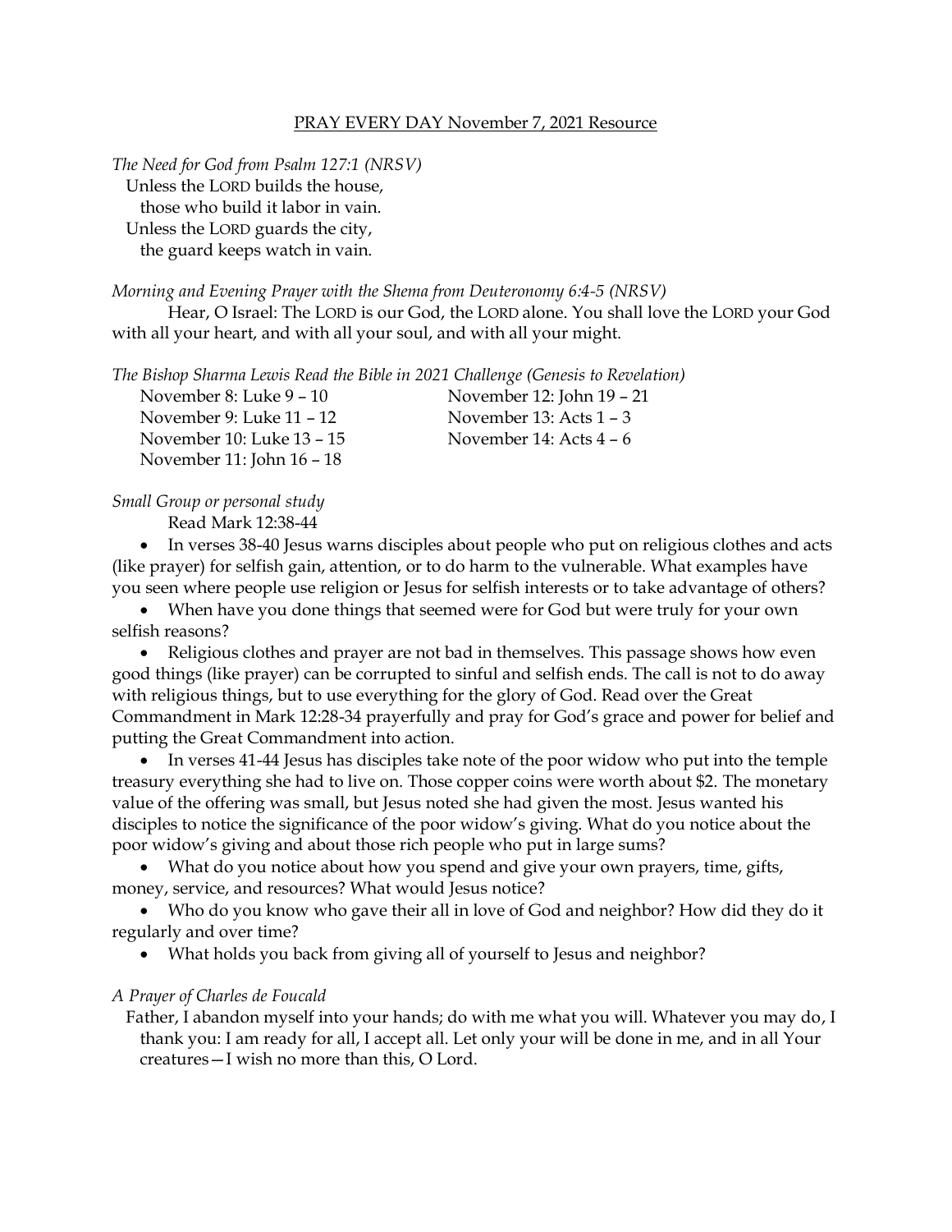# PRAY EVERY DAY November 7, 2021 Resource

*The Need for God from Psalm 127:1 (NRSV)*

Unless the LORD builds the house,
those who build it labor in vain.
Unless the LORD guards the city,
the guard keeps watch in vain.

*Morning and Evening Prayer with the Shema from Deuteronomy 6:4-5 (NRSV)*

Hear, O Israel: The LORD is our God, the LORD alone. You shall love the LORD your God with all your heart, and with all your soul, and with all your might.

*The Bishop Sharma Lewis Read the Bible in 2021 Challenge (Genesis to Revelation)*

November 8: Luke 9 – 10
November 9: Luke 11 – 12
November 10: Luke 13 – 15
November 11: John 16 – 18
November 12: John 19 – 21
November 13: Acts 1 – 3
November 14: Acts 4 – 6

*Small Group or personal study*

Read Mark 12:38-44

- In verses 38-40 Jesus warns disciples about people who put on religious clothes and acts (like prayer) for selfish gain, attention, or to do harm to the vulnerable. What examples have you seen where people use religion or Jesus for selfish interests or to take advantage of others?
- When have you done things that seemed were for God but were truly for your own selfish reasons?
- Religious clothes and prayer are not bad in themselves. This passage shows how even good things (like prayer) can be corrupted to sinful and selfish ends. The call is not to do away with religious things, but to use everything for the glory of God. Read over the Great Commandment in Mark 12:28-34 prayerfully and pray for God's grace and power for belief and putting the Great Commandment into action.
- In verses 41-44 Jesus has disciples take note of the poor widow who put into the temple treasury everything she had to live on. Those copper coins were worth about $2. The monetary value of the offering was small, but Jesus noted she had given the most. Jesus wanted his disciples to notice the significance of the poor widow's giving. What do you notice about the poor widow's giving and about those rich people who put in large sums?
- What do you notice about how you spend and give your own prayers, time, gifts, money, service, and resources? What would Jesus notice?
- Who do you know who gave their all in love of God and neighbor? How did they do it regularly and over time?
- What holds you back from giving all of yourself to Jesus and neighbor?

*A Prayer of Charles de Foucald*

Father, I abandon myself into your hands; do with me what you will. Whatever you may do, I thank you: I am ready for all, I accept all. Let only your will be done in me, and in all Your creatures—I wish no more than this, O Lord.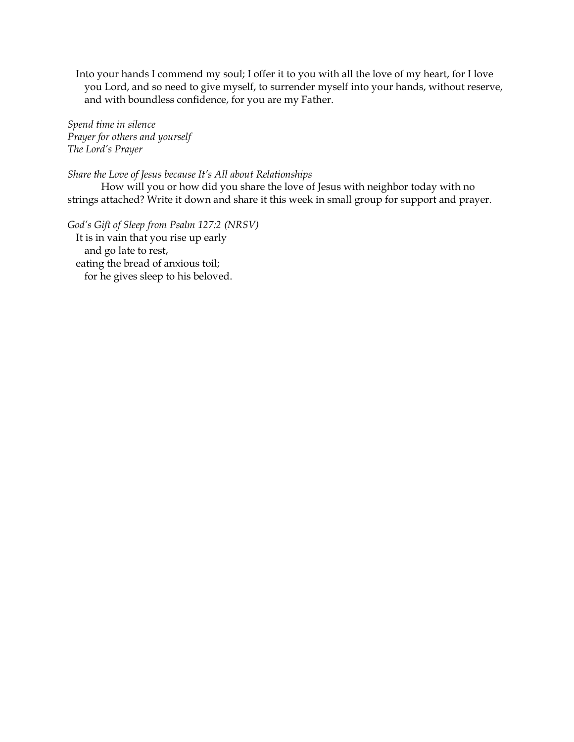Into your hands I commend my soul; I offer it to you with all the love of my heart, for I love you Lord, and so need to give myself, to surrender myself into your hands, without reserve, and with boundless confidence, for you are my Father.

*Spend time in silence*
*Prayer for others and yourself*
*The Lord's Prayer*

*Share the Love of Jesus because It's All about Relationships*

How will you or how did you share the love of Jesus with neighbor today with no strings attached? Write it down and share it this week in small group for support and prayer.

*God's Gift of Sleep from Psalm 127:2 (NRSV)*

It is in vain that you rise up early
  and go late to rest,
eating the bread of anxious toil;
  for he gives sleep to his beloved.